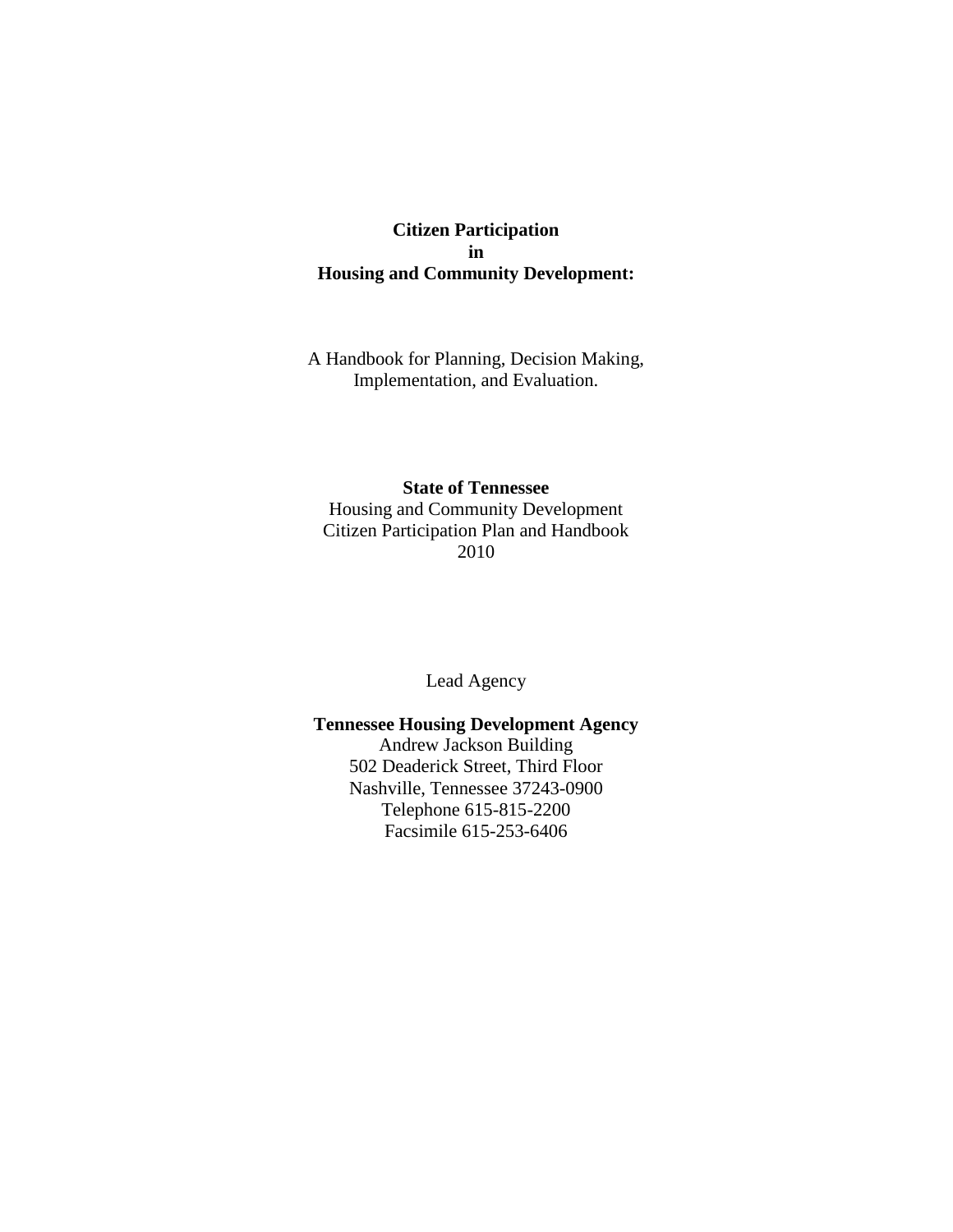# Citizen Participation in Housing and Community Development:

A Handbook for Planning, Decision Making, Implementation, and Evaluation.

**State of Tennessee**
Housing and Community Development
Citizen Participation Plan and Handbook
2010

Lead Agency

**Tennessee Housing Development Agency**
Andrew Jackson Building
502 Deaderick Street, Third Floor
Nashville, Tennessee 37243-0900
Telephone 615-815-2200
Facsimile 615-253-6406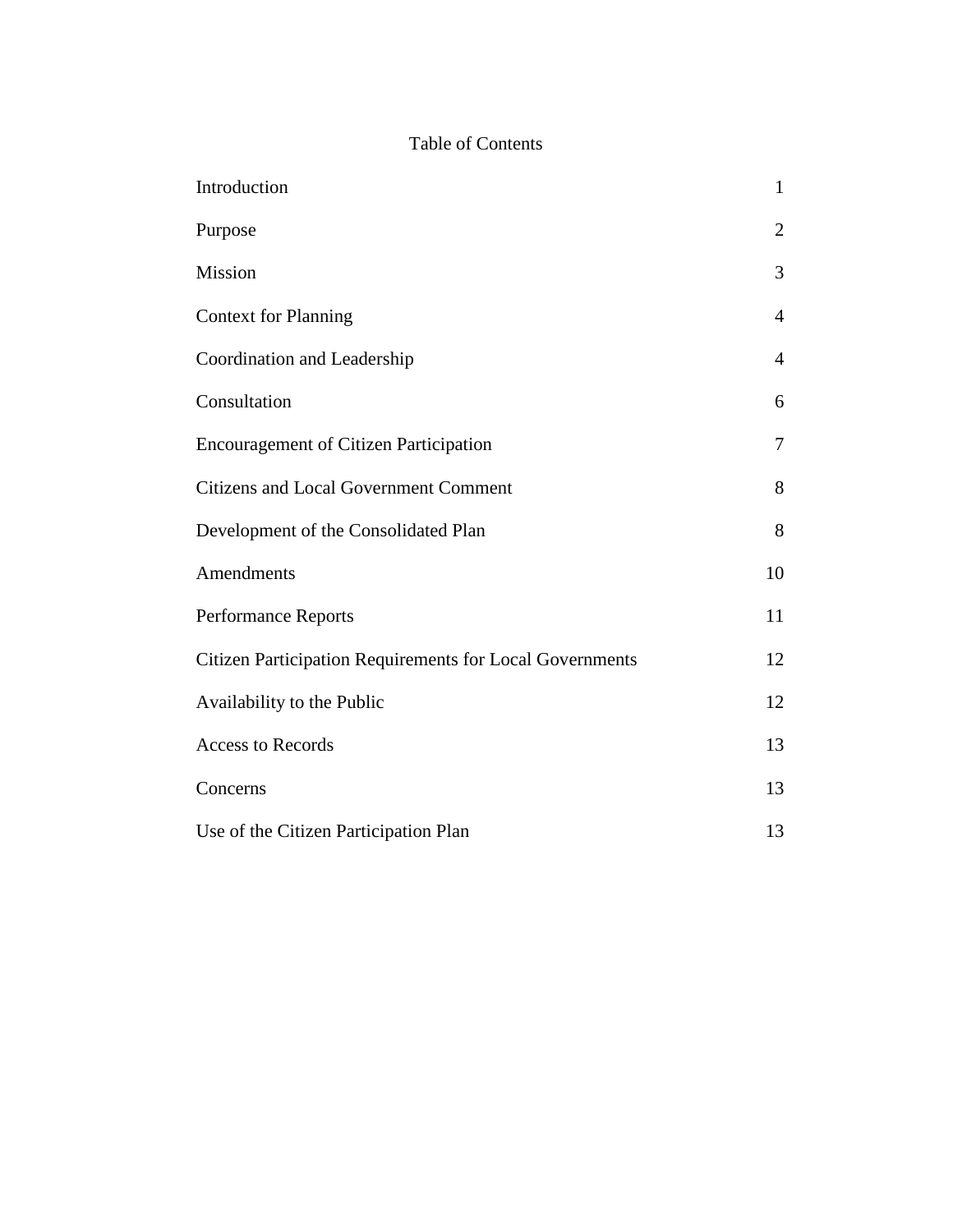# Table of Contents

| | |
|---|---|
| Introduction | 1 |
| Purpose | 2 |
| Mission | 3 |
| Context for Planning | 4 |
| Coordination and Leadership | 4 |
| Consultation | 6 |
| Encouragement of Citizen Participation | 7 |
| Citizens and Local Government Comment | 8 |
| Development of the Consolidated Plan | 8 |
| Amendments | 10 |
| Performance Reports | 11 |
| Citizen Participation Requirements for Local Governments | 12 |
| Availability to the Public | 12 |
| Access to Records | 13 |
| Concerns | 13 |
| Use of the Citizen Participation Plan | 13 |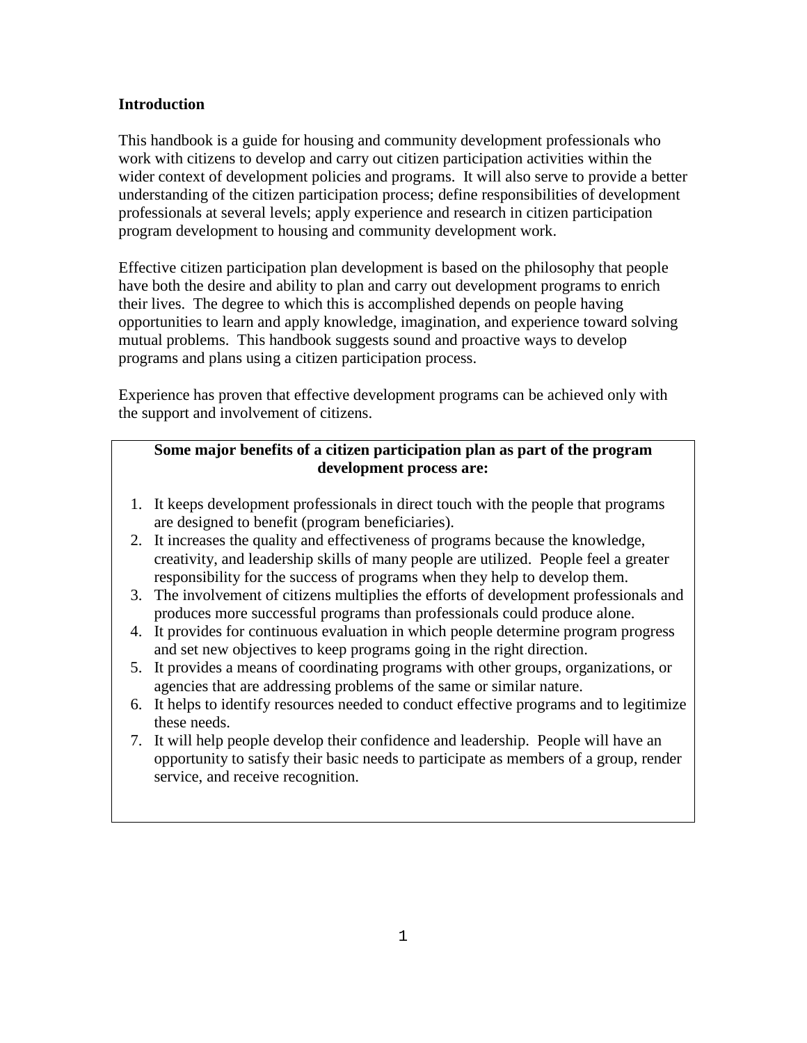## Introduction

This handbook is a guide for housing and community development professionals who work with citizens to develop and carry out citizen participation activities within the wider context of development policies and programs. It will also serve to provide a better understanding of the citizen participation process; define responsibilities of development professionals at several levels; apply experience and research in citizen participation program development to housing and community development work.

Effective citizen participation plan development is based on the philosophy that people have both the desire and ability to plan and carry out development programs to enrich their lives. The degree to which this is accomplished depends on people having opportunities to learn and apply knowledge, imagination, and experience toward solving mutual problems. This handbook suggests sound and proactive ways to develop programs and plans using a citizen participation process.

Experience has proven that effective development programs can be achieved only with the support and involvement of citizens.

**Some major benefits of a citizen participation plan as part of the program development process are:**

1. It keeps development professionals in direct touch with the people that programs are designed to benefit (program beneficiaries).
2. It increases the quality and effectiveness of programs because the knowledge, creativity, and leadership skills of many people are utilized. People feel a greater responsibility for the success of programs when they help to develop them.
3. The involvement of citizens multiplies the efforts of development professionals and produces more successful programs than professionals could produce alone.
4. It provides for continuous evaluation in which people determine program progress and set new objectives to keep programs going in the right direction.
5. It provides a means of coordinating programs with other groups, organizations, or agencies that are addressing problems of the same or similar nature.
6. It helps to identify resources needed to conduct effective programs and to legitimize these needs.
7. It will help people develop their confidence and leadership. People will have an opportunity to satisfy their basic needs to participate as members of a group, render service, and receive recognition.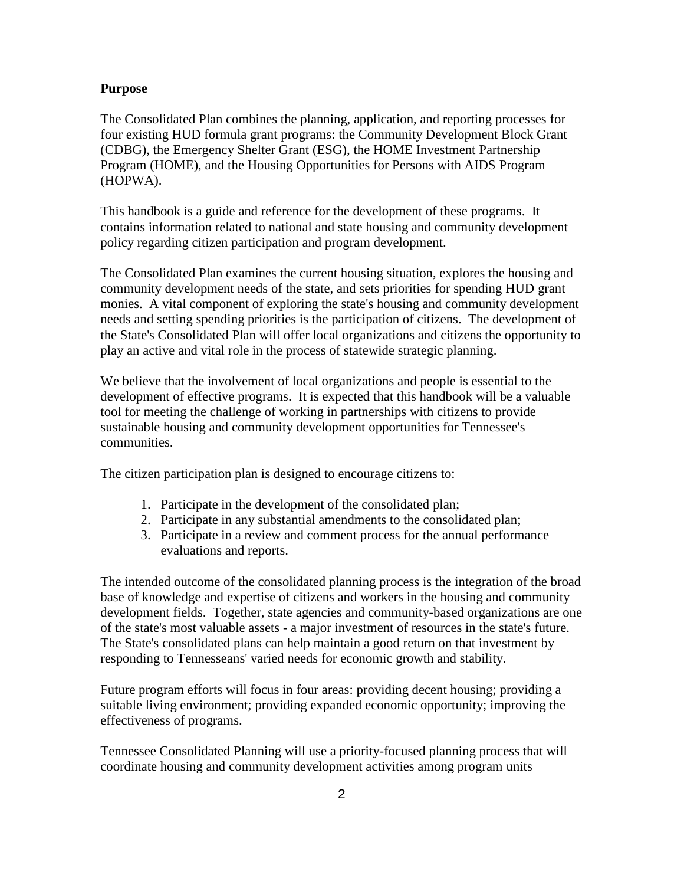**Purpose**

The Consolidated Plan combines the planning, application, and reporting processes for four existing HUD formula grant programs: the Community Development Block Grant (CDBG), the Emergency Shelter Grant (ESG), the HOME Investment Partnership Program (HOME), and the Housing Opportunities for Persons with AIDS Program (HOPWA).

This handbook is a guide and reference for the development of these programs. It contains information related to national and state housing and community development policy regarding citizen participation and program development.

The Consolidated Plan examines the current housing situation, explores the housing and community development needs of the state, and sets priorities for spending HUD grant monies. A vital component of exploring the state's housing and community development needs and setting spending priorities is the participation of citizens. The development of the State's Consolidated Plan will offer local organizations and citizens the opportunity to play an active and vital role in the process of statewide strategic planning.

We believe that the involvement of local organizations and people is essential to the development of effective programs. It is expected that this handbook will be a valuable tool for meeting the challenge of working in partnerships with citizens to provide sustainable housing and community development opportunities for Tennessee's communities.

The citizen participation plan is designed to encourage citizens to:

1. Participate in the development of the consolidated plan;
2. Participate in any substantial amendments to the consolidated plan;
3. Participate in a review and comment process for the annual performance evaluations and reports.

The intended outcome of the consolidated planning process is the integration of the broad base of knowledge and expertise of citizens and workers in the housing and community development fields. Together, state agencies and community-based organizations are one of the state's most valuable assets - a major investment of resources in the state's future. The State's consolidated plans can help maintain a good return on that investment by responding to Tennesseans' varied needs for economic growth and stability.

Future program efforts will focus in four areas: providing decent housing; providing a suitable living environment; providing expanded economic opportunity; improving the effectiveness of programs.

Tennessee Consolidated Planning will use a priority-focused planning process that will coordinate housing and community development activities among program units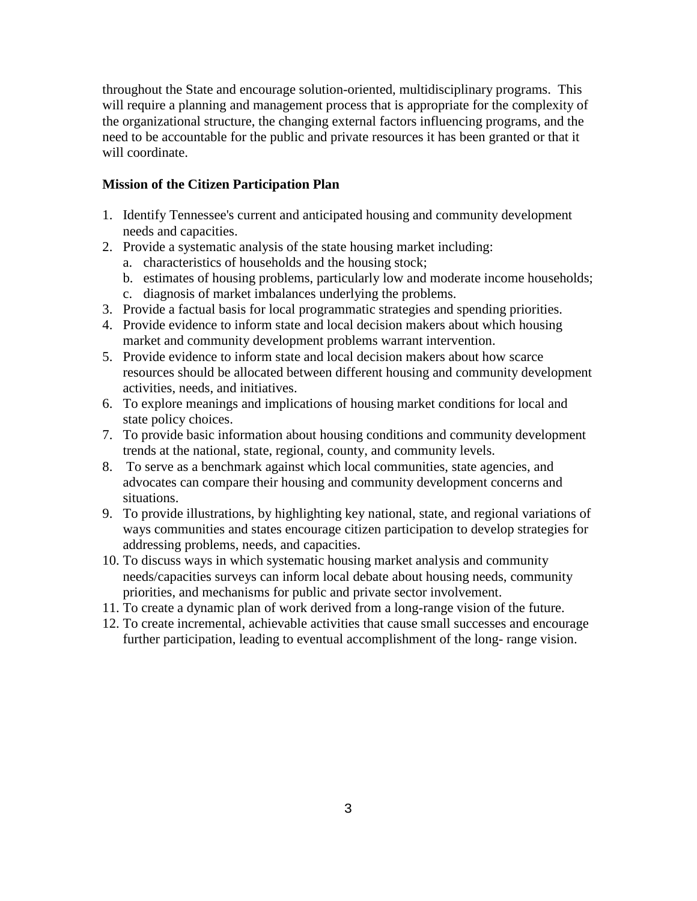throughout the State and encourage solution-oriented, multidisciplinary programs. This will require a planning and management process that is appropriate for the complexity of the organizational structure, the changing external factors influencing programs, and the need to be accountable for the public and private resources it has been granted or that it will coordinate.

**Mission of the Citizen Participation Plan**

1. Identify Tennessee's current and anticipated housing and community development needs and capacities.
2. Provide a systematic analysis of the state housing market including:
   a. characteristics of households and the housing stock;
   b. estimates of housing problems, particularly low and moderate income households;
   c. diagnosis of market imbalances underlying the problems.
3. Provide a factual basis for local programmatic strategies and spending priorities.
4. Provide evidence to inform state and local decision makers about which housing market and community development problems warrant intervention.
5. Provide evidence to inform state and local decision makers about how scarce resources should be allocated between different housing and community development activities, needs, and initiatives.
6. To explore meanings and implications of housing market conditions for local and state policy choices.
7. To provide basic information about housing conditions and community development trends at the national, state, regional, county, and community levels.
8. To serve as a benchmark against which local communities, state agencies, and advocates can compare their housing and community development concerns and situations.
9. To provide illustrations, by highlighting key national, state, and regional variations of ways communities and states encourage citizen participation to develop strategies for addressing problems, needs, and capacities.
10. To discuss ways in which systematic housing market analysis and community needs/capacities surveys can inform local debate about housing needs, community priorities, and mechanisms for public and private sector involvement.
11. To create a dynamic plan of work derived from a long-range vision of the future.
12. To create incremental, achievable activities that cause small successes and encourage further participation, leading to eventual accomplishment of the long- range vision.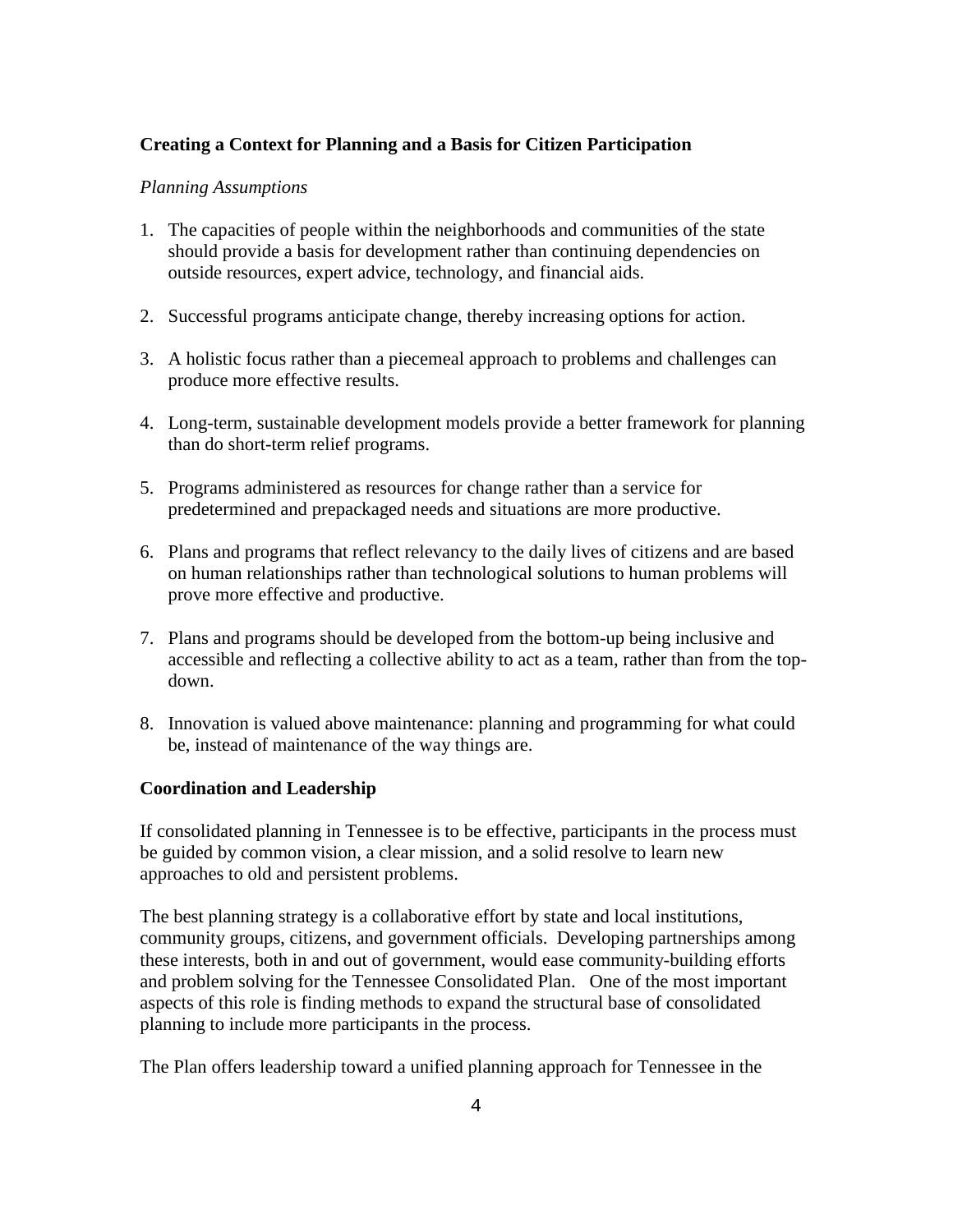**Creating a Context for Planning and a Basis for Citizen Participation**

*Planning Assumptions*

1. The capacities of people within the neighborhoods and communities of the state should provide a basis for development rather than continuing dependencies on outside resources, expert advice, technology, and financial aids.

2. Successful programs anticipate change, thereby increasing options for action.

3. A holistic focus rather than a piecemeal approach to problems and challenges can produce more effective results.

4. Long-term, sustainable development models provide a better framework for planning than do short-term relief programs.

5. Programs administered as resources for change rather than a service for predetermined and prepackaged needs and situations are more productive.

6. Plans and programs that reflect relevancy to the daily lives of citizens and are based on human relationships rather than technological solutions to human problems will prove more effective and productive.

7. Plans and programs should be developed from the bottom-up being inclusive and accessible and reflecting a collective ability to act as a team, rather than from the top-down.

8. Innovation is valued above maintenance: planning and programming for what could be, instead of maintenance of the way things are.

**Coordination and Leadership**

If consolidated planning in Tennessee is to be effective, participants in the process must be guided by common vision, a clear mission, and a solid resolve to learn new approaches to old and persistent problems.

The best planning strategy is a collaborative effort by state and local institutions, community groups, citizens, and government officials. Developing partnerships among these interests, both in and out of government, would ease community-building efforts and problem solving for the Tennessee Consolidated Plan. One of the most important aspects of this role is finding methods to expand the structural base of consolidated planning to include more participants in the process.

The Plan offers leadership toward a unified planning approach for Tennessee in the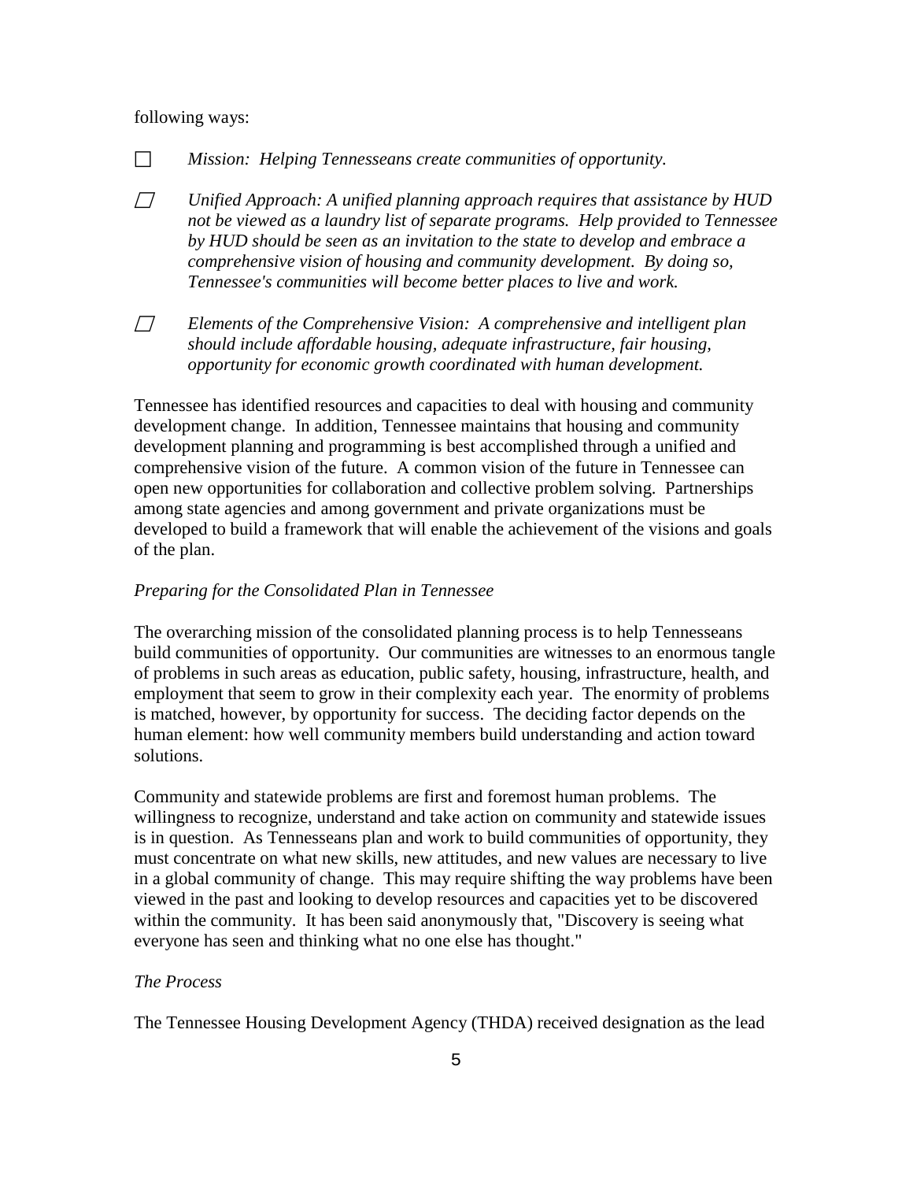following ways:

- *Mission: Helping Tennesseans create communities of opportunity.*

- *Unified Approach: A unified planning approach requires that assistance by HUD not be viewed as a laundry list of separate programs. Help provided to Tennessee by HUD should be seen as an invitation to the state to develop and embrace a comprehensive vision of housing and community development. By doing so, Tennessee's communities will become better places to live and work.*

- *Elements of the Comprehensive Vision: A comprehensive and intelligent plan should include affordable housing, adequate infrastructure, fair housing, opportunity for economic growth coordinated with human development.*

Tennessee has identified resources and capacities to deal with housing and community development change. In addition, Tennessee maintains that housing and community development planning and programming is best accomplished through a unified and comprehensive vision of the future. A common vision of the future in Tennessee can open new opportunities for collaboration and collective problem solving. Partnerships among state agencies and among government and private organizations must be developed to build a framework that will enable the achievement of the visions and goals of the plan.

*Preparing for the Consolidated Plan in Tennessee*

The overarching mission of the consolidated planning process is to help Tennesseans build communities of opportunity. Our communities are witnesses to an enormous tangle of problems in such areas as education, public safety, housing, infrastructure, health, and employment that seem to grow in their complexity each year. The enormity of problems is matched, however, by opportunity for success. The deciding factor depends on the human element: how well community members build understanding and action toward solutions.

Community and statewide problems are first and foremost human problems. The willingness to recognize, understand and take action on community and statewide issues is in question. As Tennesseans plan and work to build communities of opportunity, they must concentrate on what new skills, new attitudes, and new values are necessary to live in a global community of change. This may require shifting the way problems have been viewed in the past and looking to develop resources and capacities yet to be discovered within the community. It has been said anonymously that, "Discovery is seeing what everyone has seen and thinking what no one else has thought."

*The Process*

The Tennessee Housing Development Agency (THDA) received designation as the lead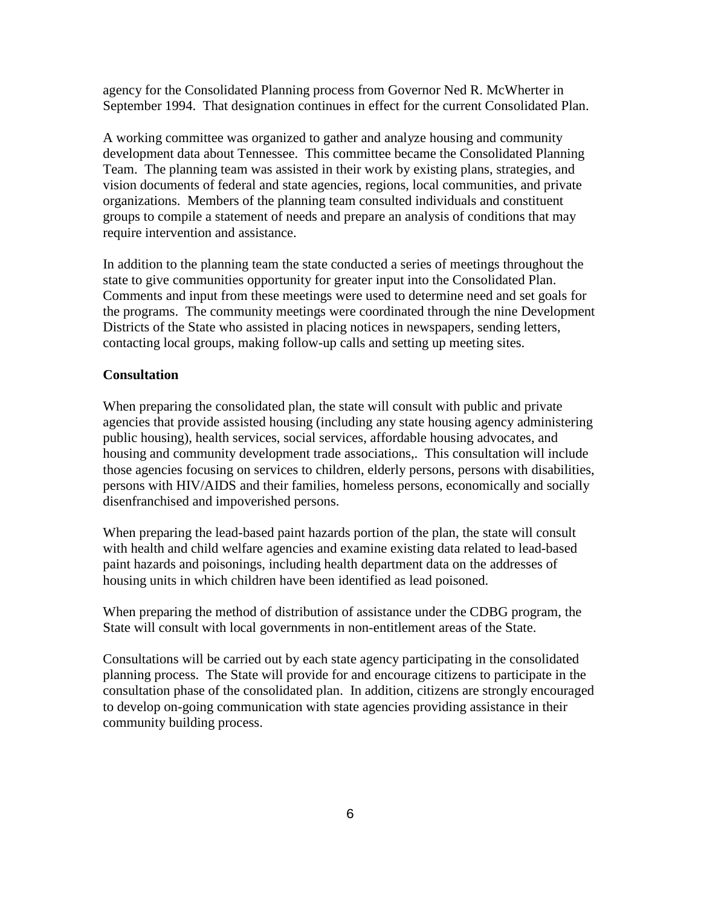agency for the Consolidated Planning process from Governor Ned R. McWherter in September 1994. That designation continues in effect for the current Consolidated Plan.

A working committee was organized to gather and analyze housing and community development data about Tennessee. This committee became the Consolidated Planning Team. The planning team was assisted in their work by existing plans, strategies, and vision documents of federal and state agencies, regions, local communities, and private organizations. Members of the planning team consulted individuals and constituent groups to compile a statement of needs and prepare an analysis of conditions that may require intervention and assistance.

In addition to the planning team the state conducted a series of meetings throughout the state to give communities opportunity for greater input into the Consolidated Plan. Comments and input from these meetings were used to determine need and set goals for the programs. The community meetings were coordinated through the nine Development Districts of the State who assisted in placing notices in newspapers, sending letters, contacting local groups, making follow-up calls and setting up meeting sites.

**Consultation**

When preparing the consolidated plan, the state will consult with public and private agencies that provide assisted housing (including any state housing agency administering public housing), health services, social services, affordable housing advocates, and housing and community development trade associations,. This consultation will include those agencies focusing on services to children, elderly persons, persons with disabilities, persons with HIV/AIDS and their families, homeless persons, economically and socially disenfranchised and impoverished persons.

When preparing the lead-based paint hazards portion of the plan, the state will consult with health and child welfare agencies and examine existing data related to lead-based paint hazards and poisonings, including health department data on the addresses of housing units in which children have been identified as lead poisoned.

When preparing the method of distribution of assistance under the CDBG program, the State will consult with local governments in non-entitlement areas of the State.

Consultations will be carried out by each state agency participating in the consolidated planning process. The State will provide for and encourage citizens to participate in the consultation phase of the consolidated plan. In addition, citizens are strongly encouraged to develop on-going communication with state agencies providing assistance in their community building process.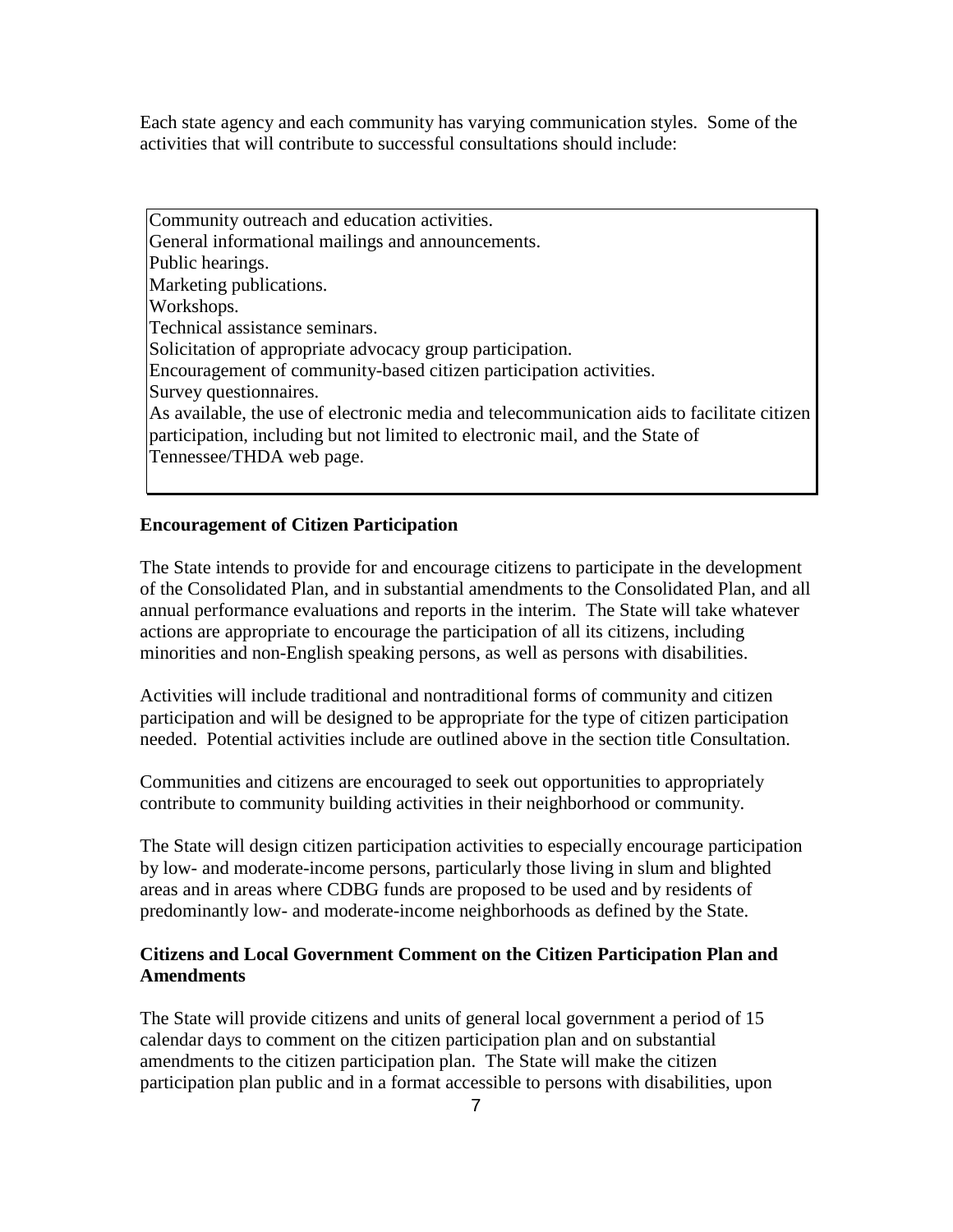Each state agency and each community has varying communication styles. Some of the activities that will contribute to successful consultations should include:

- Community outreach and education activities.
- General informational mailings and announcements.
- Public hearings.
- Marketing publications.
- Workshops.
- Technical assistance seminars.
- Solicitation of appropriate advocacy group participation.
- Encouragement of community-based citizen participation activities.
- Survey questionnaires.
- As available, the use of electronic media and telecommunication aids to facilitate citizen participation, including but not limited to electronic mail, and the State of Tennessee/THDA web page.

**Encouragement of Citizen Participation**

The State intends to provide for and encourage citizens to participate in the development of the Consolidated Plan, and in substantial amendments to the Consolidated Plan, and all annual performance evaluations and reports in the interim. The State will take whatever actions are appropriate to encourage the participation of all its citizens, including minorities and non-English speaking persons, as well as persons with disabilities.

Activities will include traditional and nontraditional forms of community and citizen participation and will be designed to be appropriate for the type of citizen participation needed. Potential activities include are outlined above in the section title Consultation.

Communities and citizens are encouraged to seek out opportunities to appropriately contribute to community building activities in their neighborhood or community.

The State will design citizen participation activities to especially encourage participation by low- and moderate-income persons, particularly those living in slum and blighted areas and in areas where CDBG funds are proposed to be used and by residents of predominantly low- and moderate-income neighborhoods as defined by the State.

**Citizens and Local Government Comment on the Citizen Participation Plan and Amendments**

The State will provide citizens and units of general local government a period of 15 calendar days to comment on the citizen participation plan and on substantial amendments to the citizen participation plan. The State will make the citizen participation plan public and in a format accessible to persons with disabilities, upon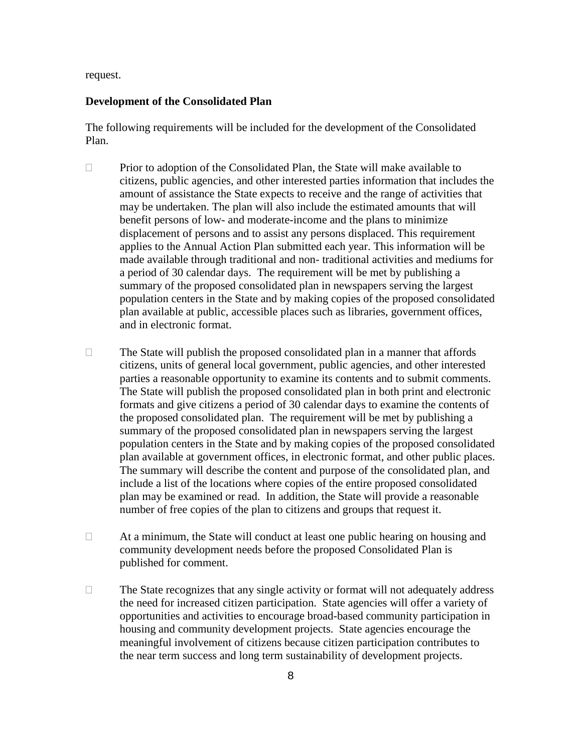request.

**Development of the Consolidated Plan**

The following requirements will be included for the development of the Consolidated Plan.

- Prior to adoption of the Consolidated Plan, the State will make available to citizens, public agencies, and other interested parties information that includes the amount of assistance the State expects to receive and the range of activities that may be undertaken. The plan will also include the estimated amounts that will benefit persons of low- and moderate-income and the plans to minimize displacement of persons and to assist any persons displaced. This requirement applies to the Annual Action Plan submitted each year. This information will be made available through traditional and non- traditional activities and mediums for a period of 30 calendar days. The requirement will be met by publishing a summary of the proposed consolidated plan in newspapers serving the largest population centers in the State and by making copies of the proposed consolidated plan available at public, accessible places such as libraries, government offices, and in electronic format.

- The State will publish the proposed consolidated plan in a manner that affords citizens, units of general local government, public agencies, and other interested parties a reasonable opportunity to examine its contents and to submit comments. The State will publish the proposed consolidated plan in both print and electronic formats and give citizens a period of 30 calendar days to examine the contents of the proposed consolidated plan. The requirement will be met by publishing a summary of the proposed consolidated plan in newspapers serving the largest population centers in the State and by making copies of the proposed consolidated plan available at government offices, in electronic format, and other public places. The summary will describe the content and purpose of the consolidated plan, and include a list of the locations where copies of the entire proposed consolidated plan may be examined or read. In addition, the State will provide a reasonable number of free copies of the plan to citizens and groups that request it.

- At a minimum, the State will conduct at least one public hearing on housing and community development needs before the proposed Consolidated Plan is published for comment.

- The State recognizes that any single activity or format will not adequately address the need for increased citizen participation. State agencies will offer a variety of opportunities and activities to encourage broad-based community participation in housing and community development projects. State agencies encourage the meaningful involvement of citizens because citizen participation contributes to the near term success and long term sustainability of development projects.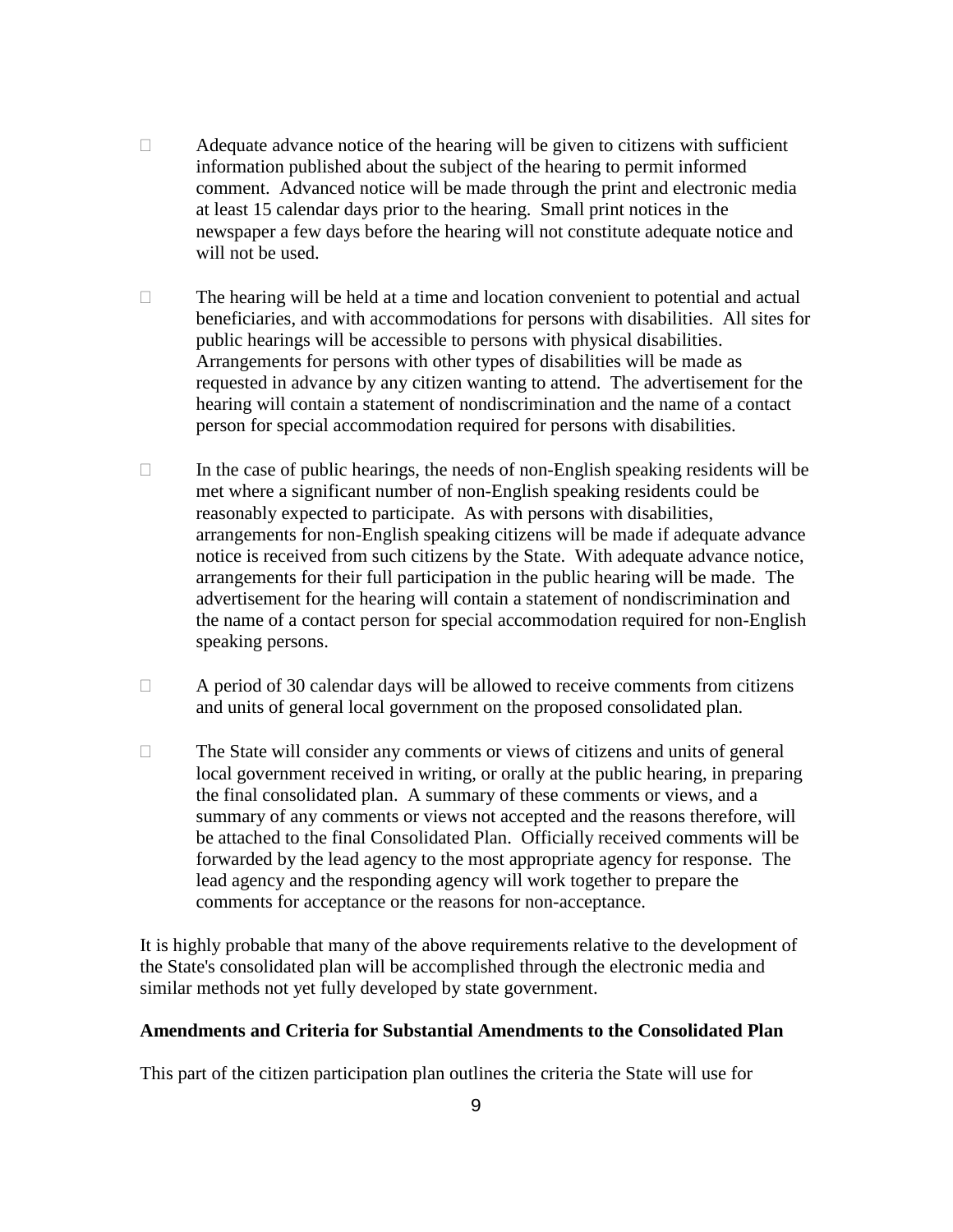- Adequate advance notice of the hearing will be given to citizens with sufficient information published about the subject of the hearing to permit informed comment. Advanced notice will be made through the print and electronic media at least 15 calendar days prior to the hearing. Small print notices in the newspaper a few days before the hearing will not constitute adequate notice and will not be used.

- The hearing will be held at a time and location convenient to potential and actual beneficiaries, and with accommodations for persons with disabilities. All sites for public hearings will be accessible to persons with physical disabilities. Arrangements for persons with other types of disabilities will be made as requested in advance by any citizen wanting to attend. The advertisement for the hearing will contain a statement of nondiscrimination and the name of a contact person for special accommodation required for persons with disabilities.

- In the case of public hearings, the needs of non-English speaking residents will be met where a significant number of non-English speaking residents could be reasonably expected to participate. As with persons with disabilities, arrangements for non-English speaking citizens will be made if adequate advance notice is received from such citizens by the State. With adequate advance notice, arrangements for their full participation in the public hearing will be made. The advertisement for the hearing will contain a statement of nondiscrimination and the name of a contact person for special accommodation required for non-English speaking persons.

- A period of 30 calendar days will be allowed to receive comments from citizens and units of general local government on the proposed consolidated plan.

- The State will consider any comments or views of citizens and units of general local government received in writing, or orally at the public hearing, in preparing the final consolidated plan. A summary of these comments or views, and a summary of any comments or views not accepted and the reasons therefore, will be attached to the final Consolidated Plan. Officially received comments will be forwarded by the lead agency to the most appropriate agency for response. The lead agency and the responding agency will work together to prepare the comments for acceptance or the reasons for non-acceptance.

It is highly probable that many of the above requirements relative to the development of the State's consolidated plan will be accomplished through the electronic media and similar methods not yet fully developed by state government.

**Amendments and Criteria for Substantial Amendments to the Consolidated Plan**

This part of the citizen participation plan outlines the criteria the State will use for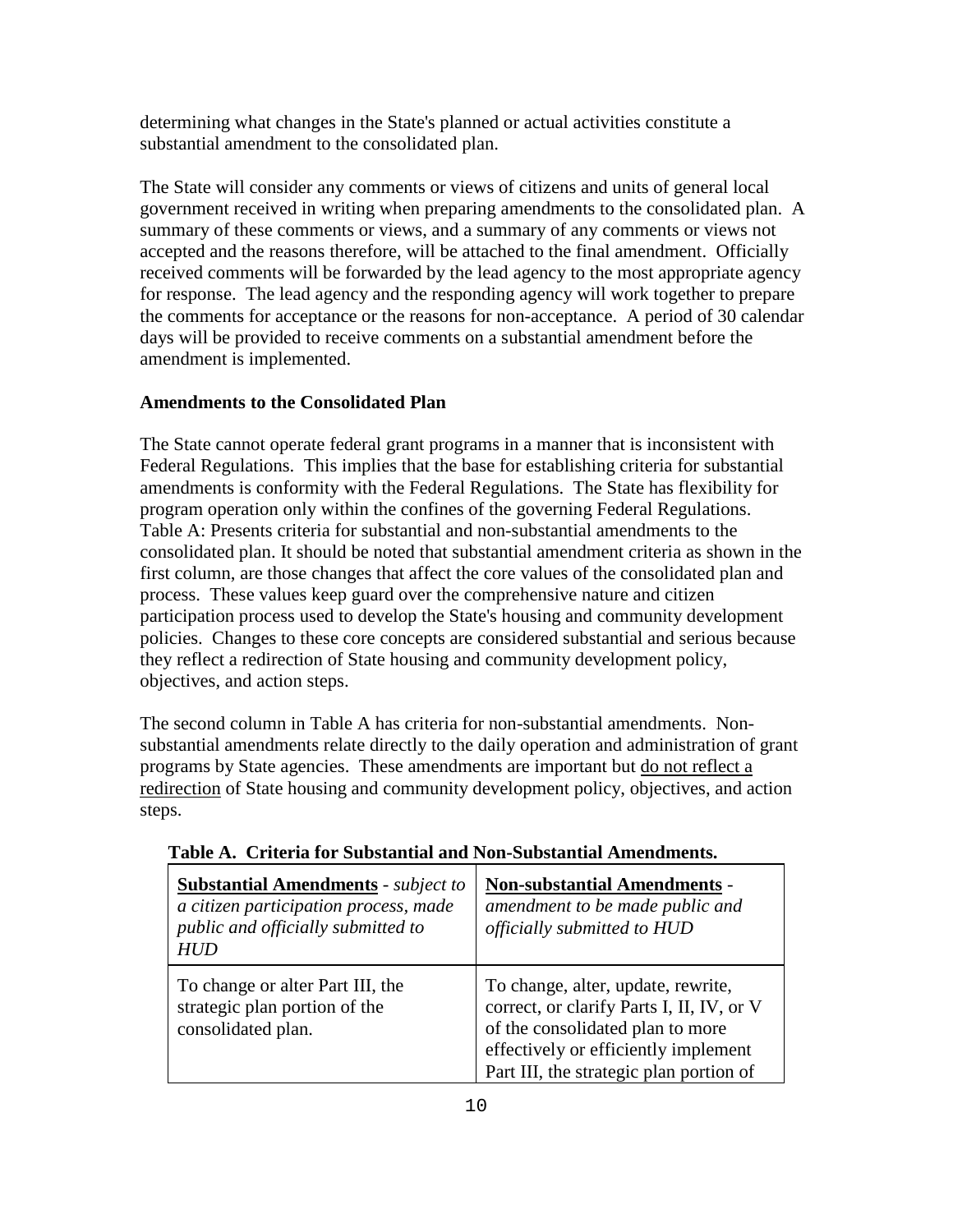determining what changes in the State's planned or actual activities constitute a substantial amendment to the consolidated plan.

The State will consider any comments or views of citizens and units of general local government received in writing when preparing amendments to the consolidated plan. A summary of these comments or views, and a summary of any comments or views not accepted and the reasons therefore, will be attached to the final amendment. Officially received comments will be forwarded by the lead agency to the most appropriate agency for response. The lead agency and the responding agency will work together to prepare the comments for acceptance or the reasons for non-acceptance. A period of 30 calendar days will be provided to receive comments on a substantial amendment before the amendment is implemented.

**Amendments to the Consolidated Plan**

The State cannot operate federal grant programs in a manner that is inconsistent with Federal Regulations. This implies that the base for establishing criteria for substantial amendments is conformity with the Federal Regulations. The State has flexibility for program operation only within the confines of the governing Federal Regulations. Table A: Presents criteria for substantial and non-substantial amendments to the consolidated plan. It should be noted that substantial amendment criteria as shown in the first column, are those changes that affect the core values of the consolidated plan and process. These values keep guard over the comprehensive nature and citizen participation process used to develop the State's housing and community development policies. Changes to these core concepts are considered substantial and serious because they reflect a redirection of State housing and community development policy, objectives, and action steps.

The second column in Table A has criteria for non-substantial amendments. Non-substantial amendments relate directly to the daily operation and administration of grant programs by State agencies. These amendments are important but <u>do not reflect a redirection</u> of State housing and community development policy, objectives, and action steps.

**Table A. Criteria for Substantial and Non-Substantial Amendments.**

| **<u>Substantial Amendments</u>** - *subject to a citizen participation process, made public and officially submitted to HUD* | **<u>Non-substantial Amendments</u>** - *amendment to be made public and officially submitted to HUD* |
|---|---|
| To change or alter Part III, the strategic plan portion of the consolidated plan. | To change, alter, update, rewrite, correct, or clarify Parts I, II, IV, or V of the consolidated plan to more effectively or efficiently implement Part III, the strategic plan portion of |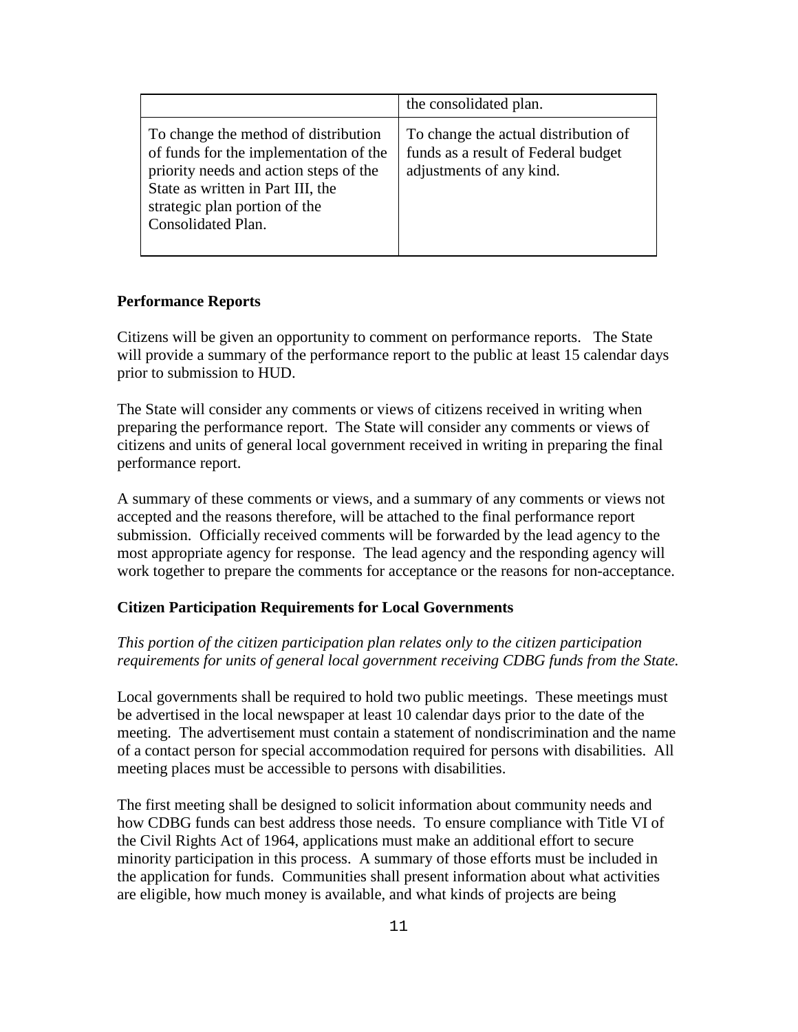| | |
|---|---|
| | the consolidated plan. |
| To change the method of distribution of funds for the implementation of the priority needs and action steps of the State as written in Part III, the strategic plan portion of the Consolidated Plan. | To change the actual distribution of funds as a result of Federal budget adjustments of any kind. |

**Performance Reports**

Citizens will be given an opportunity to comment on performance reports. The State will provide a summary of the performance report to the public at least 15 calendar days prior to submission to HUD.

The State will consider any comments or views of citizens received in writing when preparing the performance report. The State will consider any comments or views of citizens and units of general local government received in writing in preparing the final performance report.

A summary of these comments or views, and a summary of any comments or views not accepted and the reasons therefore, will be attached to the final performance report submission. Officially received comments will be forwarded by the lead agency to the most appropriate agency for response. The lead agency and the responding agency will work together to prepare the comments for acceptance or the reasons for non-acceptance.

**Citizen Participation Requirements for Local Governments**

*This portion of the citizen participation plan relates only to the citizen participation requirements for units of general local government receiving CDBG funds from the State.*

Local governments shall be required to hold two public meetings. These meetings must be advertised in the local newspaper at least 10 calendar days prior to the date of the meeting. The advertisement must contain a statement of nondiscrimination and the name of a contact person for special accommodation required for persons with disabilities. All meeting places must be accessible to persons with disabilities.

The first meeting shall be designed to solicit information about community needs and how CDBG funds can best address those needs. To ensure compliance with Title VI of the Civil Rights Act of 1964, applications must make an additional effort to secure minority participation in this process. A summary of those efforts must be included in the application for funds. Communities shall present information about what activities are eligible, how much money is available, and what kinds of projects are being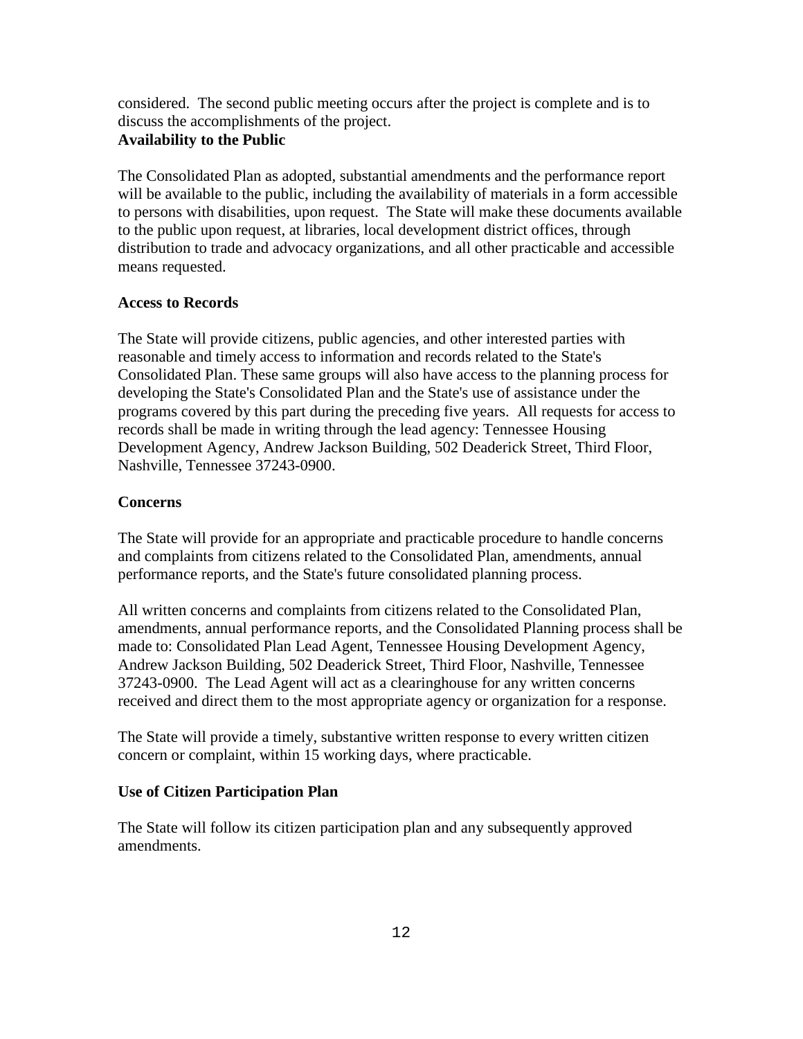considered. The second public meeting occurs after the project is complete and is to discuss the accomplishments of the project.

**Availability to the Public**

The Consolidated Plan as adopted, substantial amendments and the performance report will be available to the public, including the availability of materials in a form accessible to persons with disabilities, upon request. The State will make these documents available to the public upon request, at libraries, local development district offices, through distribution to trade and advocacy organizations, and all other practicable and accessible means requested.

**Access to Records**

The State will provide citizens, public agencies, and other interested parties with reasonable and timely access to information and records related to the State's Consolidated Plan. These same groups will also have access to the planning process for developing the State's Consolidated Plan and the State's use of assistance under the programs covered by this part during the preceding five years. All requests for access to records shall be made in writing through the lead agency: Tennessee Housing Development Agency, Andrew Jackson Building, 502 Deaderick Street, Third Floor, Nashville, Tennessee 37243-0900.

**Concerns**

The State will provide for an appropriate and practicable procedure to handle concerns and complaints from citizens related to the Consolidated Plan, amendments, annual performance reports, and the State's future consolidated planning process.

All written concerns and complaints from citizens related to the Consolidated Plan, amendments, annual performance reports, and the Consolidated Planning process shall be made to: Consolidated Plan Lead Agent, Tennessee Housing Development Agency, Andrew Jackson Building, 502 Deaderick Street, Third Floor, Nashville, Tennessee 37243-0900. The Lead Agent will act as a clearinghouse for any written concerns received and direct them to the most appropriate agency or organization for a response.

The State will provide a timely, substantive written response to every written citizen concern or complaint, within 15 working days, where practicable.

**Use of Citizen Participation Plan**

The State will follow its citizen participation plan and any subsequently approved amendments.